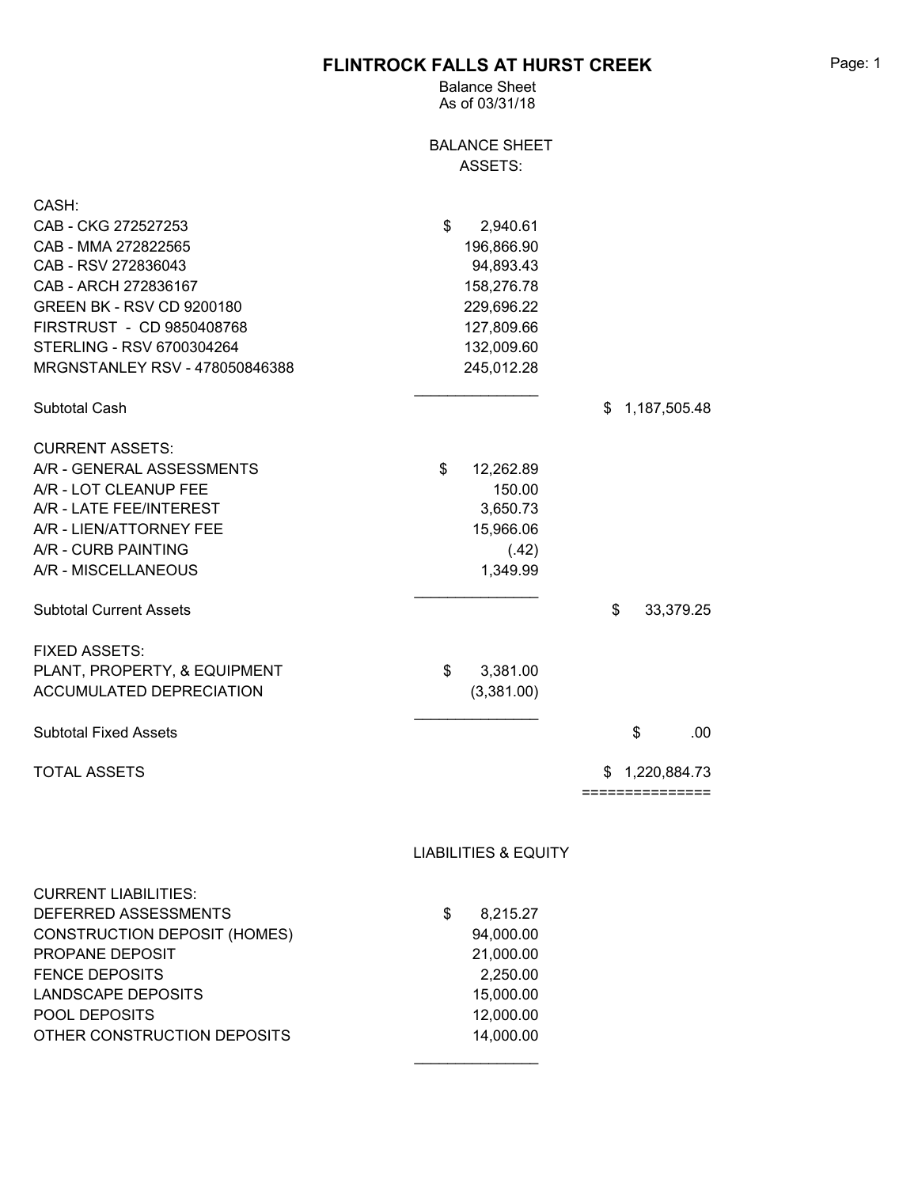# FLINTROCK FALLS AT HURST CREEK

Balance Sheet
As of 03/31/18

## BALANCE SHEET

### ASSETS:

| | | |
|---|---|---|
| **CASH:** | | |
| CAB - CKG 272527253 | $ 2,940.61 | |
| CAB - MMA 272822565 | 196,866.90 | |
| CAB - RSV 272836043 | 94,893.43 | |
| CAB - ARCH 272836167 | 158,276.78 | |
| GREEN BK - RSV CD 9200180 | 229,696.22 | |
| FIRSTRUST - CD 9850408768 | 127,809.66 | |
| STERLING - RSV 6700304264 | 132,009.60 | |
| MRGNSTANLEY RSV - 478050846388 | 245,012.28 | |
| Subtotal Cash | | $ 1,187,505.48 |
| **CURRENT ASSETS:** | | |
| A/R - GENERAL ASSESSMENTS | $ 12,262.89 | |
| A/R - LOT CLEANUP FEE | 150.00 | |
| A/R - LATE FEE/INTEREST | 3,650.73 | |
| A/R - LIEN/ATTORNEY FEE | 15,966.06 | |
| A/R - CURB PAINTING | (.42) | |
| A/R - MISCELLANEOUS | 1,349.99 | |
| Subtotal Current Assets | | $ 33,379.25 |
| **FIXED ASSETS:** | | |
| PLANT, PROPERTY, & EQUIPMENT | $ 3,381.00 | |
| ACCUMULATED DEPRECIATION | (3,381.00) | |
| Subtotal Fixed Assets | | $ .00 |
| TOTAL ASSETS | | $ 1,220,884.73 |

### LIABILITIES & EQUITY

| | | |
|---|---|---|
| **CURRENT LIABILITIES:** | | |
| DEFERRED ASSESSMENTS | $ 8,215.27 | |
| CONSTRUCTION DEPOSIT (HOMES) | 94,000.00 | |
| PROPANE DEPOSIT | 21,000.00 | |
| FENCE DEPOSITS | 2,250.00 | |
| LANDSCAPE DEPOSITS | 15,000.00 | |
| POOL DEPOSITS | 12,000.00 | |
| OTHER CONSTRUCTION DEPOSITS | 14,000.00 | |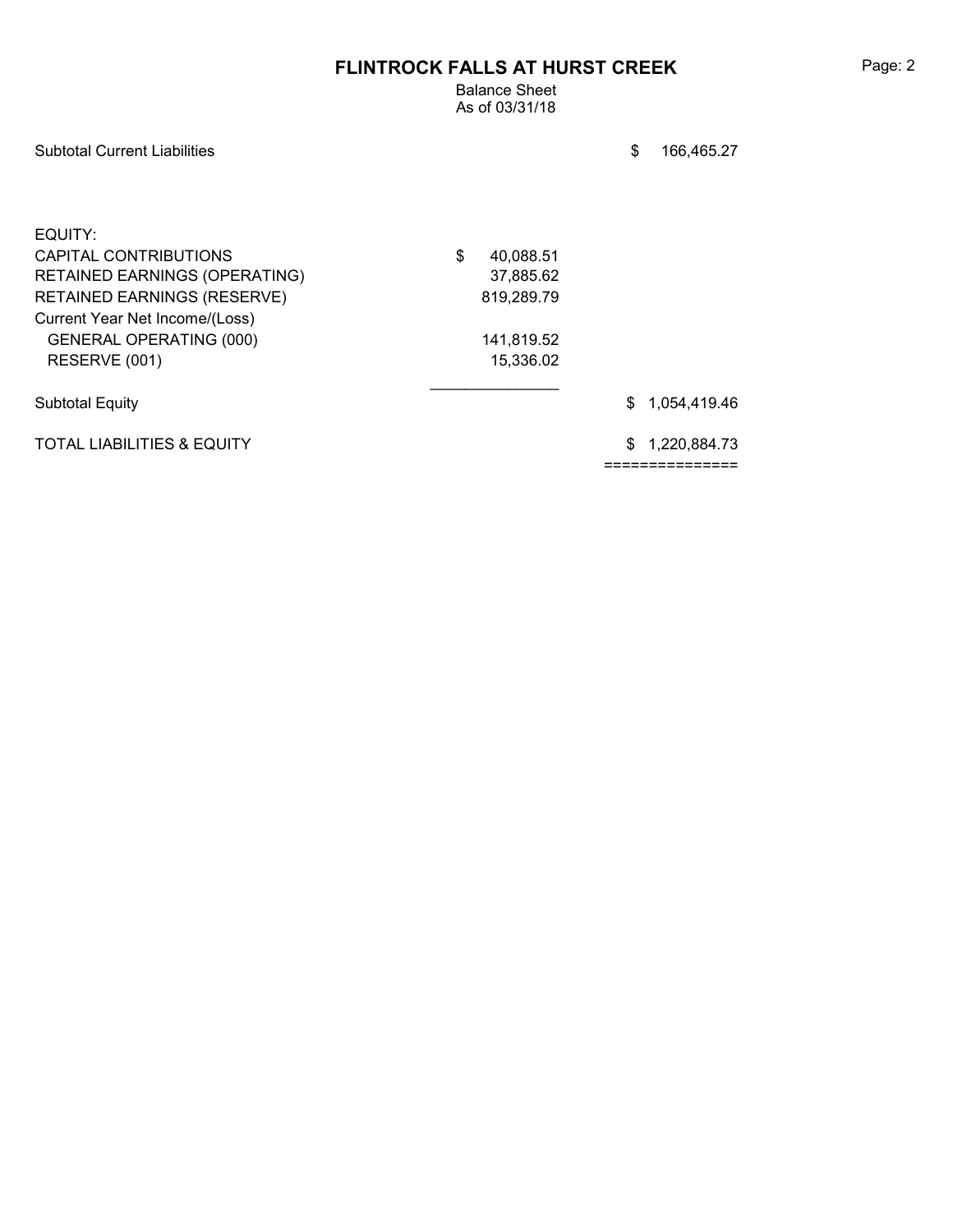# FLINTROCK FALLS AT HURST CREEK

Balance Sheet
As of 03/31/18

| | | |
|---|---|---|
| Subtotal Current Liabilities | | $ 166,465.27 |
| | | |
| EQUITY: | | |
| CAPITAL CONTRIBUTIONS | $ 40,088.51 | |
| RETAINED EARNINGS (OPERATING) | 37,885.62 | |
| RETAINED EARNINGS (RESERVE) | 819,289.79 | |
| Current Year Net Income/(Loss) | | |
| GENERAL OPERATING (000) | 141,819.52 | |
| RESERVE (001) | 15,336.02 | |
| Subtotal Equity | | $ 1,054,419.46 |
| TOTAL LIABILITIES & EQUITY | | $ 1,220,884.73 |